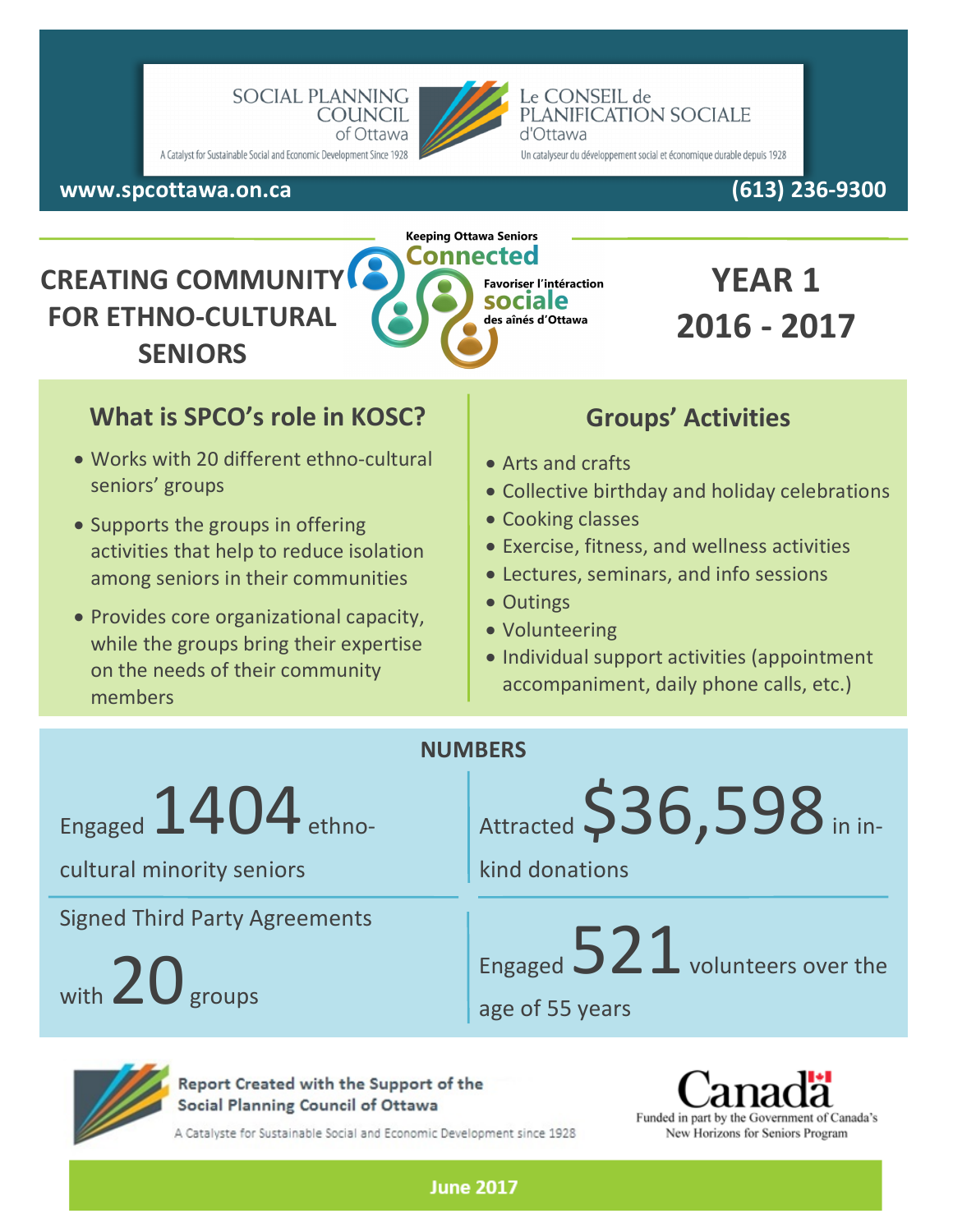SOCIAL PLANNING COUNCIL of Ottawa

A Catalyst for Sustainable Social and Economic Development Since 1928

Le CONSEIL de PLANIFICATION SOCIALE d'Ottawa

Un catalyseur du développement social et économique durable depuis 1928

**www.spcottawa.on.ca** **(613) 236-9300**

Keeping Ottawa Seniors **Connected**

Favoriser l'intéraction **sociale** des aînés d'Ottawa

# CREATING COMMUNITY FOR ETHNO-CULTURAL SENIORS

# YEAR 1 2016 - 2017

## What is SPCO's role in KOSC?

- Works with 20 different ethno-cultural seniors' groups
- Supports the groups in offering activities that help to reduce isolation among seniors in their communities
- Provides core organizational capacity, while the groups bring their expertise on the needs of their community members

## Groups' Activities

- Arts and crafts
- Collective birthday and holiday celebrations
- Cooking classes
- Exercise, fitness, and wellness activities
- Lectures, seminars, and info sessions
- Outings
- Volunteering
- Individual support activities (appointment accompaniment, daily phone calls, etc.)

## NUMBERS

Engaged **1404** ethno-cultural minority seniors

Attracted **$36,598** in in-kind donations

Signed Third Party Agreements with **20** groups

Engaged **521** volunteers over the age of 55 years

**Report Created with the Support of the Social Planning Council of Ottawa**

A Catalyste for Sustainable Social and Economic Development since 1928

Canada

Funded in part by the Government of Canada's New Horizons for Seniors Program

**June 2017**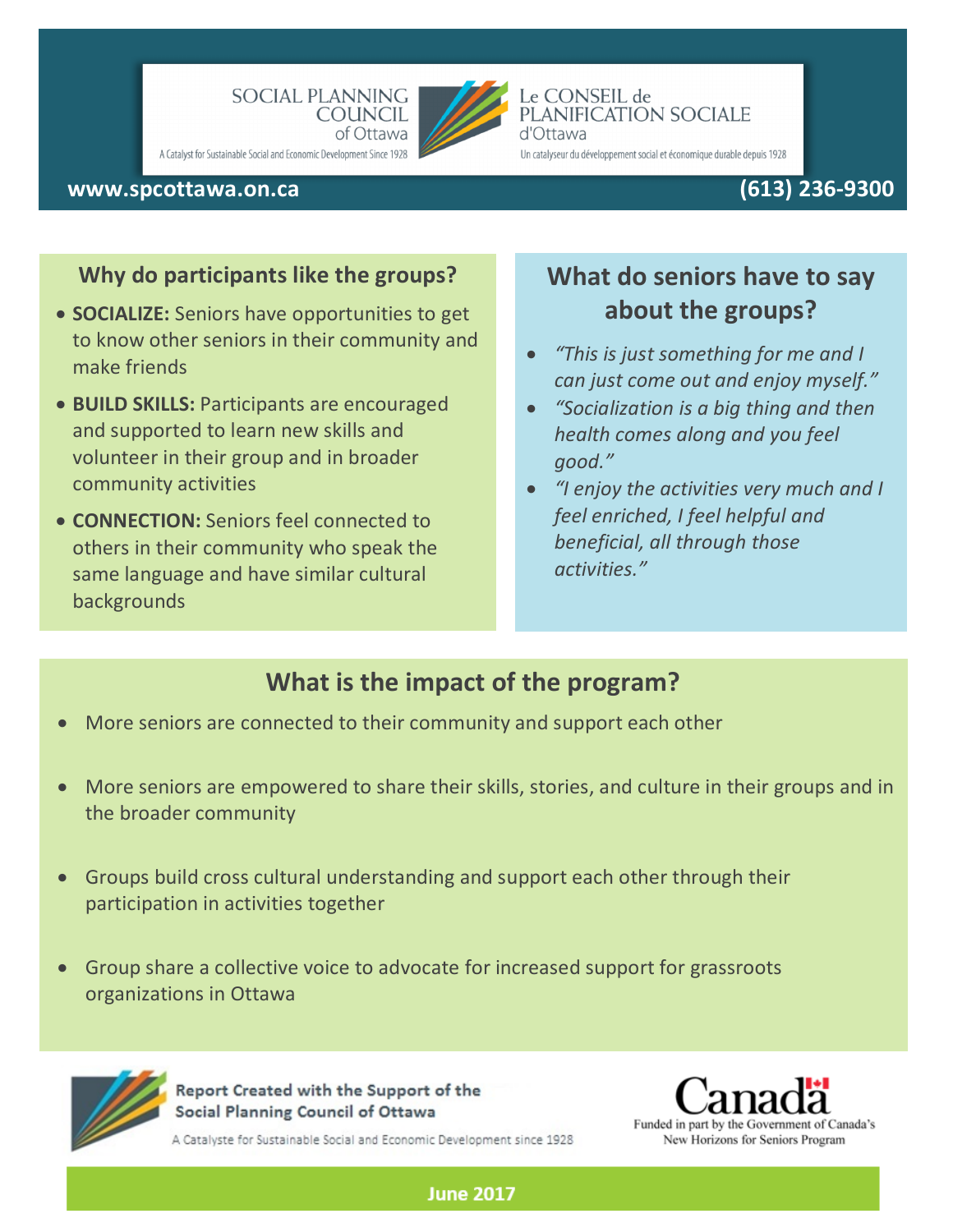SOCIAL PLANNING COUNCIL of Ottawa

A Catalyst for Sustainable Social and Economic Development Since 1928

Le CONSEIL de PLANIFICATION SOCIALE d'Ottawa

Un catalyseur du développement social et économique durable depuis 1928

www.spcottawa.on.ca (613) 236-9300

## Why do participants like the groups?

- **SOCIALIZE:** Seniors have opportunities to get to know other seniors in their community and make friends
- **BUILD SKILLS:** Participants are encouraged and supported to learn new skills and volunteer in their group and in broader community activities
- **CONNECTION:** Seniors feel connected to others in their community who speak the same language and have similar cultural backgrounds

## What do seniors have to say about the groups?

- *"This is just something for me and I can just come out and enjoy myself."*
- *"Socialization is a big thing and then health comes along and you feel good."*
- *"I enjoy the activities very much and I feel enriched, I feel helpful and beneficial, all through those activities."*

## What is the impact of the program?

- More seniors are connected to their community and support each other
- More seniors are empowered to share their skills, stories, and culture in their groups and in the broader community
- Groups build cross cultural understanding and support each other through their participation in activities together
- Group share a collective voice to advocate for increased support for grassroots organizations in Ottawa

**Report Created with the Support of the Social Planning Council of Ottawa**

A Catalyste for Sustainable Social and Economic Development since 1928

Canada

Funded in part by the Government of Canada's New Horizons for Seniors Program

June 2017